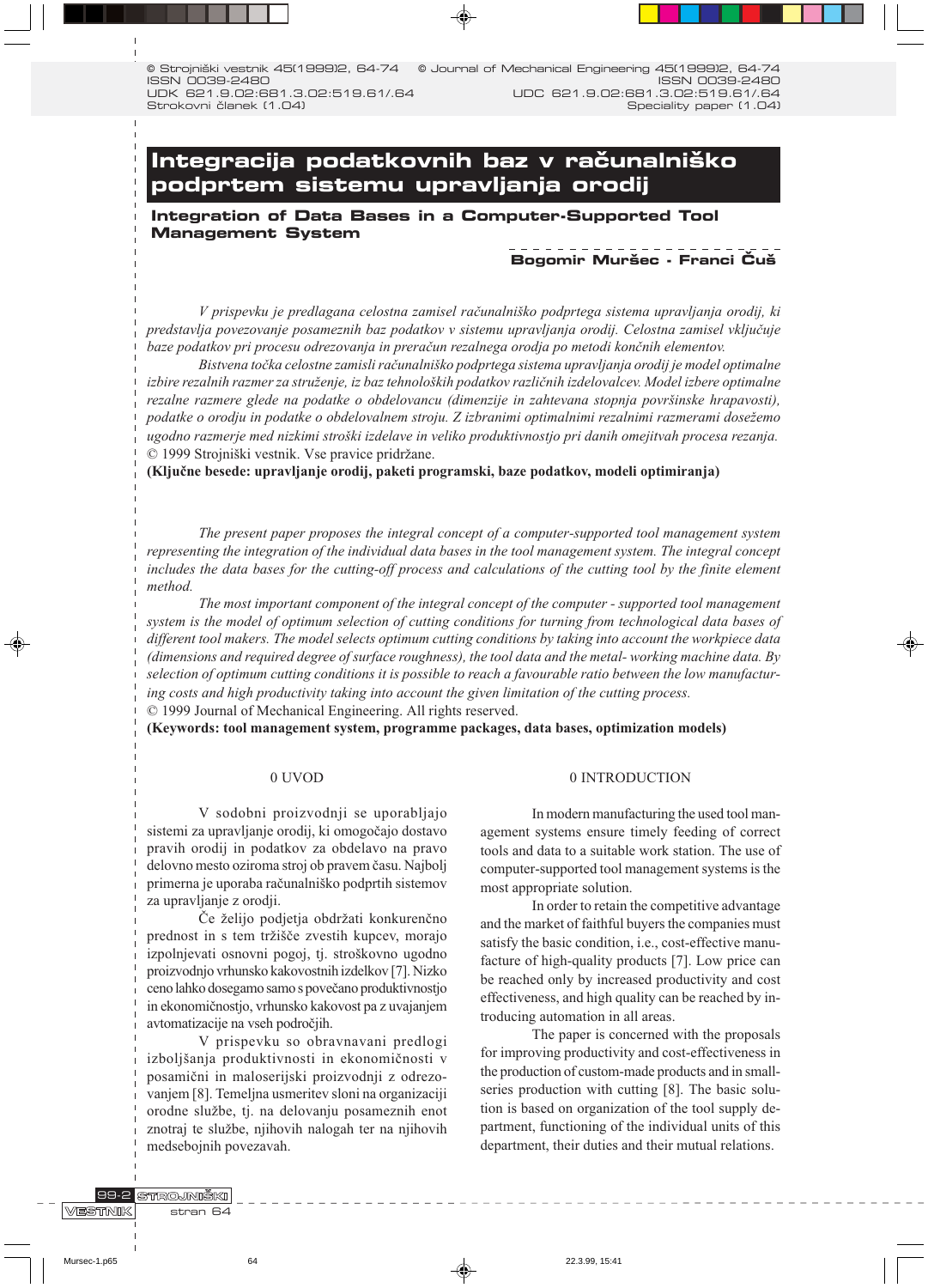# Integracija podatkovnih baz v računalniško podprtem sistemu upravljanja orodij

## Integration of Data Bases in a Computer-Supported Tool Management System

**Bogomir Muršec - Franci Čuš**

*V prispevku je predlagana celostna zamisel računalniško podprtega sistema upravljanja orodij, ki predstavlja povezovanje posameznih baz podatkov v sistemu upravljanja orodij. Celostna zamisel vključuje baze podatkov pri procesu odrezovanja in preračun rezalnega orodja po metodi končnih elementov.*

*Bistvena točka celostne zamisli računalniško podprtega sistema upravljanja orodij je model optimalne izbire rezalnih razmer za struženje, iz baz tehnoloških podatkov različnih izdelovalcev. Model izbere optimalne rezalne razmere glede na podatke o obdelovancu (dimenzije in zahtevana stopnja površinske hrapavosti), podatke o orodju in podatke o obdelovalnem stroju. Z izbranimi optimalnimi rezalnimi razmerami dosežemo ugodno razmerje med nizkimi stroški izdelave in veliko produktivnostjo pri danih omejitvah procesa rezanja.*

© 1999 Strojniški vestnik. Vse pravice pridržane.

**(Ključne besede: upravljanje orodij, paketi programski, baze podatkov, modeli optimiranja)**

*The present paper proposes the integral concept of a computer-supported tool management system representing the integration of the individual data bases in the tool management system. The integral concept includes the data bases for the cutting-off process and calculations of the cutting tool by the finite element method.*

*The most important component of the integral concept of the computer - supported tool management system is the model of optimum selection of cutting conditions for turning from technological data bases of different tool makers. The model selects optimum cutting conditions by taking into account the workpiece data (dimensions and required degree of surface roughness), the tool data and the metal- working machine data. By selection of optimum cutting conditions it is possible to reach a favourable ratio between the low manufacturing costs and high productivity taking into account the given limitation of the cutting process.*

© 1999 Journal of Mechanical Engineering. All rights reserved.

**(Keywords: tool management system, programme packages, data bases, optimization models)**

## 0 UVOD

V sodobni proizvodnji se uporabljajo sistemi za upravljanje orodij, ki omogočajo dostavo pravih orodij in podatkov za obdelavo na pravo delovno mesto oziroma stroj ob pravem času. Najbolj primerna je uporaba računalniško podprtih sistemov za upravljanje z orodji.

Če želijo podjetja obdržati konkurenčno prednost in s tem tržišče zvestih kupcev, morajo izpolnjevati osnovni pogoj, tj. stroškovno ugodno proizvodnjo vrhunsko kakovostnih izdelkov [7]. Nizko ceno lahko dosegamo samo s povečano produktivnostjo in ekonomičnostjo, vrhunsko kakovost pa z uvajanjem avtomatizacije na vseh področjih.

V prispevku so obravnavani predlogi izboljšanja produktivnosti in ekonomičnosti v posamični in maloserijski proizvodnji z odrezovanjem [8]. Temeljna usmeritev sloni na organizaciji orodne službe, tj. na delovanju posameznih enot znotraj te službe, njihovih nalogah ter na njihovih medsebojnih povezavah.

## 0 INTRODUCTION

In modern manufacturing the used tool management systems ensure timely feeding of correct tools and data to a suitable work station. The use of computer-supported tool management systems is the most appropriate solution.

In order to retain the competitive advantage and the market of faithful buyers the companies must satisfy the basic condition, i.e., cost-effective manufacture of high-quality products [7]. Low price can be reached only by increased productivity and cost effectiveness, and high quality can be reached by introducing automation in all areas.

The paper is concerned with the proposals for improving productivity and cost-effectiveness in the production of custom-made products and in small-series production with cutting [8]. The basic solution is based on organization of the tool supply department, functioning of the individual units of this department, their duties and their mutual relations.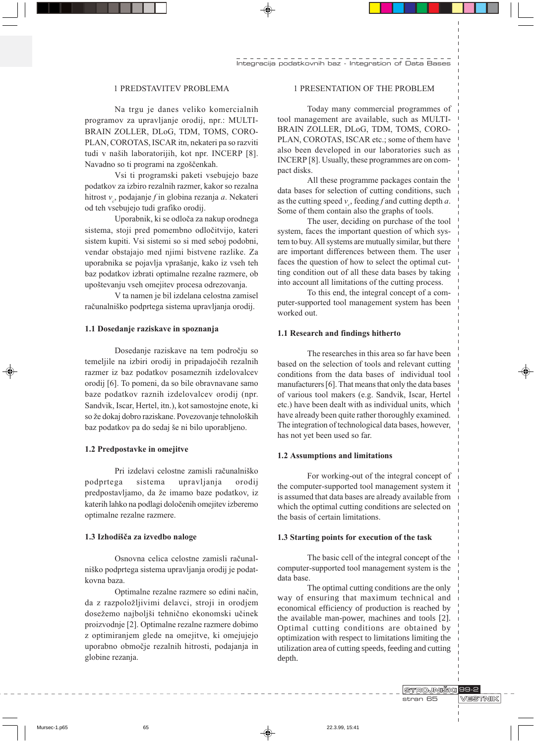## 1 PREDSTAVITEV PROBLEMA

Na trgu je danes veliko komercialnih programov za upravljanje orodij, npr.: MULTI-BRAIN ZOLLER, DLoG, TDM, TOMS, COROPLAN, COROTAS, ISCAR itn, nekateri pa so razviti tudi v naših laboratorijih, kot npr. INCERP [8]. Navadno so ti programi na zgoščenkah.

Vsi ti programski paketi vsebujejo baze podatkov za izbiro rezalnih razmer, kakor so rezalna hitrost $v_c$, podajanje $f$ in globina rezanja $a$. Nekateri od teh vsebujejo tudi grafiko orodij.

Uporabnik, ki se odloča za nakup orodnega sistema, stoji pred pomembno odločitvijo, kateri sistem kupiti. Vsi sistemi so si med seboj podobni, vendar obstajajo med njimi bistvene razlike. Za uporabnika se pojavlja vprašanje, kako iz vseh teh baz podatkov izbrati optimalne rezalne razmere, ob upoštevanju vseh omejitev procesa odrezovanja.

V ta namen je bil izdelana celostna zamisel računalniško podprtega sistema upravljanja orodij.

### 1.1 Dosedanje raziskave in spoznanja

Dosedanje raziskave na tem področju so temeljile na izbiri orodij in pripadajočih rezalnih razmer iz baz podatkov posameznih izdelovalcev orodij [6]. To pomeni, da so bile obravnavane samo baze podatkov raznih izdelovalcev orodij (npr. Sandvik, Iscar, Hertel, itn.), kot samostojne enote, ki so že dokaj dobro raziskane. Povezovanje tehnoloških baz podatkov pa do sedaj še ni bilo uporabljeno.

### 1.2 Predpostavke in omejitve

Pri izdelavi celostne zamisli računalniško podprtega sistema upravljanja orodij predpostavljamo, da že imamo baze podatkov, iz katerih lahko na podlagi določenih omejitev izberemo optimalne rezalne razmere.

### 1.3 Izhodišča za izvedbo naloge

Osnovna celica celostne zamisli računalniško podprtega sistema upravljanja orodij je podatkovna baza.

Optimalne rezalne razmere so edini način, da z razpoložljivimi delavci, stroji in orodjem dosežemo najboljši tehnično ekonomski učinek proizvodnje [2]. Optimalne rezalne razmere dobimo z optimiranjem glede na omejitve, ki omejujejo uporabno območje rezalnih hitrosti, podajanja in globine rezanja.

## 1 PRESENTATION OF THE PROBLEM

Today many commercial programmes of tool management are available, such as MULTI-BRAIN ZOLLER, DLoG, TDM, TOMS, COROPLAN, COROTAS, ISCAR etc.; some of them have also been developed in our laboratories such as INCERP [8]. Usually, these programmes are on compact disks.

All these programme packages contain the data bases for selection of cutting conditions, such as the cutting speed $v_c$, feeding $f$ and cutting depth $a$. Some of them contain also the graphs of tools.

The user, deciding on purchase of the tool system, faces the important question of which system to buy. All systems are mutually similar, but there are important differences between them. The user faces the question of how to select the optimal cutting condition out of all these data bases by taking into account all limitations of the cutting process.

To this end, the integral concept of a computer-supported tool management system has been worked out.

### 1.1 Research and findings hitherto

The researches in this area so far have been based on the selection of tools and relevant cutting conditions from the data bases of individual tool manufacturers [6]. That means that only the data bases of various tool makers (e.g. Sandvik, Iscar, Hertel etc.) have been dealt with as individual units, which have already been quite rather thoroughly examined. The integration of technological data bases, however, has not yet been used so far.

### 1.2 Assumptions and limitations

For working-out of the integral concept of the computer-supported tool management system it is assumed that data bases are already available from which the optimal cutting conditions are selected on the basis of certain limitations.

### 1.3 Starting points for execution of the task

The basic cell of the integral concept of the computer-supported tool management system is the data base.

The optimal cutting conditions are the only way of ensuring that maximum technical and economical efficiency of production is reached by the available man-power, machines and tools [2]. Optimal cutting conditions are obtained by optimization with respect to limitations limiting the utilization area of cutting speeds, feeding and cutting depth.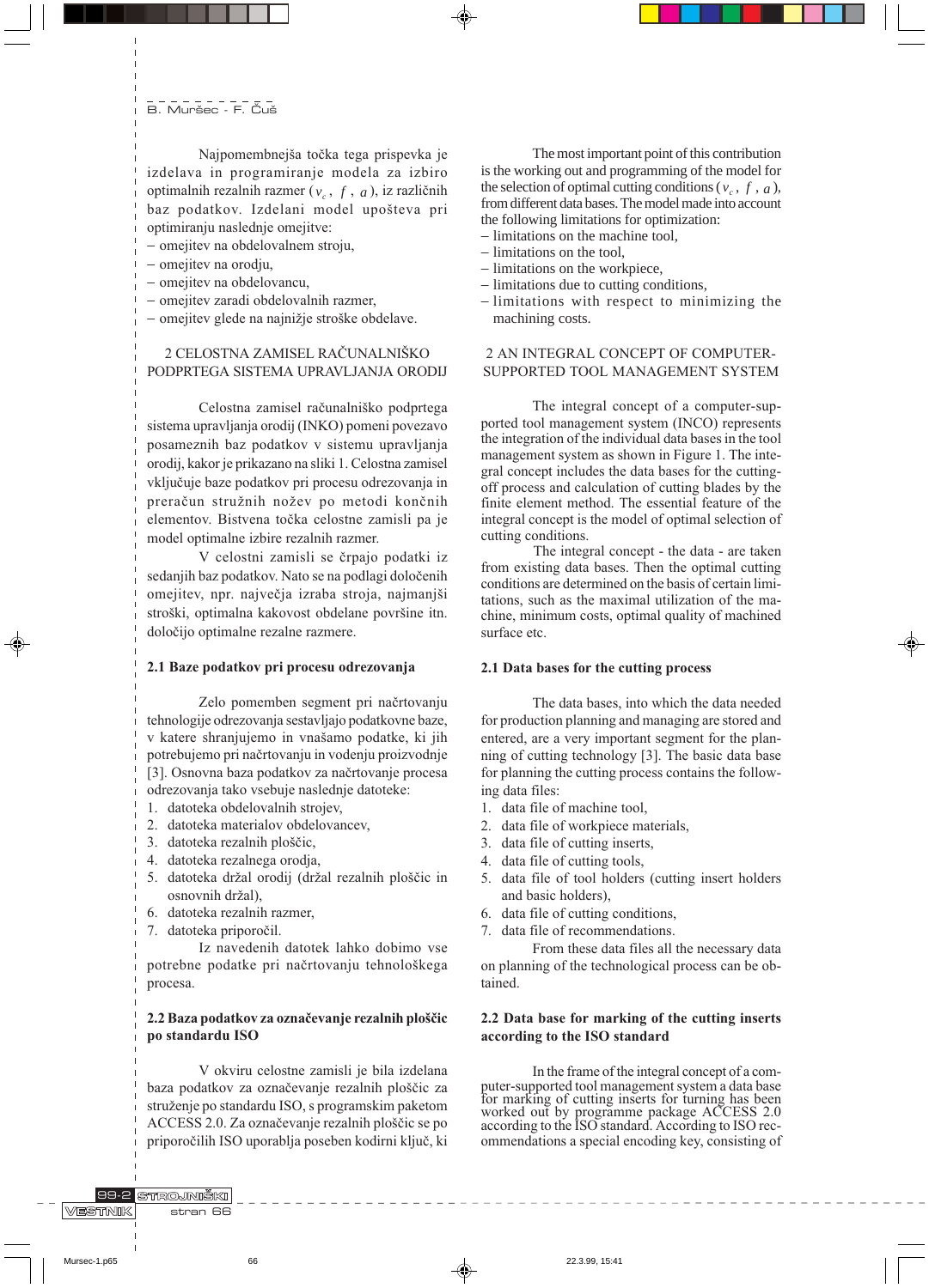Najpomembnejša točka tega prispevka je izdelava in programiranje modela za izbiro optimalnih rezalnih razmer ($v_c$, $f$, $a$), iz različnih baz podatkov. Izdelani model upošteva pri optimiranju naslednje omejitve:

- omejitev na obdelovalnem stroju,
- omejitev na orodju,
- omejitev na obdelovancu,
- omejitev zaradi obdelovalnih razmer,
- omejitev glede na najnižje stroške obdelave.

## 2 CELOSTNA ZAMISEL RAČUNALNIŠKO PODPRTEGA SISTEMA UPRAVLJANJA ORODIJ

Celostna zamisel računalniško podprtega sistema upravljanja orodij (INKO) pomeni povezavo posameznih baz podatkov v sistemu upravljanja orodij, kakor je prikazano na sliki 1. Celostna zamisel vključuje baze podatkov pri procesu odrezovanja in preračun stružnih nožev po metodi končnih elementov. Bistvena točka celostne zamisli pa je model optimalne izbire rezalnih razmer.

V celostni zamisli se črpajo podatki iz sedanjih baz podatkov. Nato se na podlagi določenih omejitev, npr. največja izraba stroja, najmanjši stroški, optimalna kakovost obdelane površine itn. določijo optimalne rezalne razmere.

### 2.1 Baze podatkov pri procesu odrezovanja

Zelo pomemben segment pri načrtovanju tehnologije odrezovanja sestavljajo podatkovne baze, v katere shranjujemo in vnašamo podatke, ki jih potrebujemo pri načrtovanju in vodenju proizvodnje [3]. Osnovna baza podatkov za načrtovanje procesa odrezovanja tako vsebuje naslednje datoteke:

1. datoteka obdelovalnih strojev,
2. datoteka materialov obdelovancev,
3. datoteka rezalnih ploščic,
4. datoteka rezalnega orodja,
5. datoteka držal orodij (držal rezalnih ploščic in osnovnih držal),
6. datoteka rezalnih razmer,
7. datoteka priporočil.

Iz navedenih datotek lahko dobimo vse potrebne podatke pri načrtovanju tehnološkega procesa.

### 2.2 Baza podatkov za označevanje rezalnih ploščic po standardu ISO

V okviru celostne zamisli je bila izdelana baza podatkov za označevanje rezalnih ploščic za struženje po standardu ISO, s programskim paketom ACCESS 2.0. Za označevanje rezalnih ploščic se po priporočilih ISO uporablja poseben kodirni ključ, ki

The most important point of this contribution is the working out and programming of the model for the selection of optimal cutting conditions ($v_c$, $f$, $a$), from different data bases. The model made into account the following limitations for optimization:

- limitations on the machine tool,
- limitations on the tool,
- limitations on the workpiece,
- limitations due to cutting conditions,
- limitations with respect to minimizing the machining costs.

## 2 AN INTEGRAL CONCEPT OF COMPUTER-SUPPORTED TOOL MANAGEMENT SYSTEM

The integral concept of a computer-supported tool management system (INCO) represents the integration of the individual data bases in the tool management system as shown in Figure 1. The integral concept includes the data bases for the cutting-off process and calculation of cutting blades by the finite element method. The essential feature of the integral concept is the model of optimal selection of cutting conditions.

The integral concept - the data - are taken from existing data bases. Then the optimal cutting conditions are determined on the basis of certain limitations, such as the maximal utilization of the machine, minimum costs, optimal quality of machined surface etc.

### 2.1 Data bases for the cutting process

The data bases, into which the data needed for production planning and managing are stored and entered, are a very important segment for the planning of cutting technology [3]. The basic data base for planning the cutting process contains the following data files:

1. data file of machine tool,
2. data file of workpiece materials,
3. data file of cutting inserts,
4. data file of cutting tools,
5. data file of tool holders (cutting insert holders and basic holders),
6. data file of cutting conditions,
7. data file of recommendations.

From these data files all the necessary data on planning of the technological process can be obtained.

### 2.2 Data base for marking of the cutting inserts according to the ISO standard

In the frame of the integral concept of a computer-supported tool management system a data base for marking of cutting inserts for turning has been worked out by programme package ACCESS 2.0 according to the ISO standard. According to ISO recommendations a special encoding key, consisting of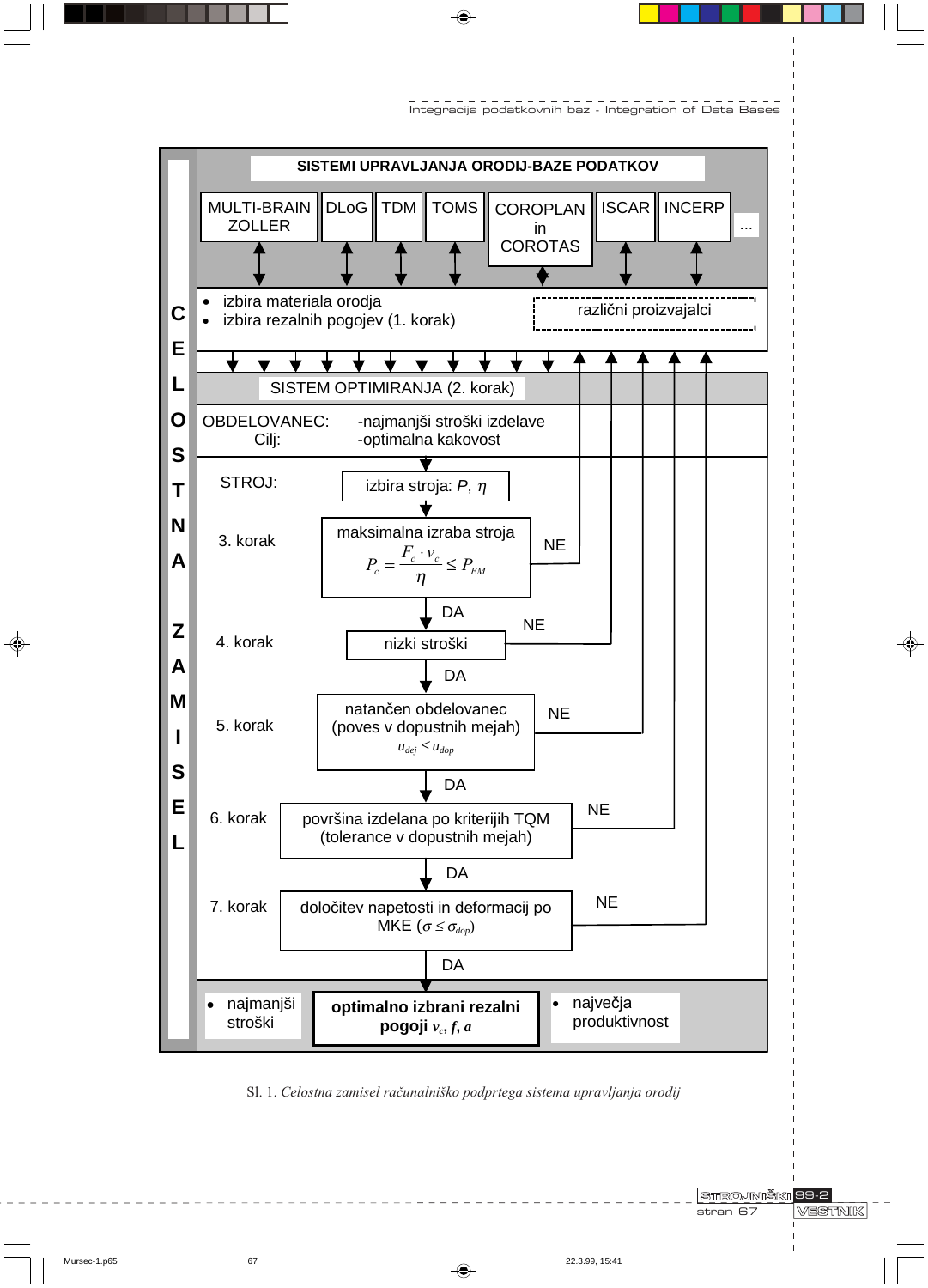**SISTEMI UPRAVLJANJA ORODIJ-BAZE PODATKOV**

MULTI-BRAIN ZOLLER | DLoG | TDM | TOMS | COROPLAN in COROTAS | ISCAR | INCERP | ...

- izbira materiala orodja
- izbira rezalnih pogojev (1. korak)

različni proizvajalci

SISTEM OPTIMIRANJA (2. korak)

OBDELOVANEC: Cilj: -najmanjši stroški izdelave -optimalna kakovost

STROJ: izbira stroja: $P$, $\eta$

3. korak: maksimalna izraba stroja $P_c = \frac{F_c \cdot v_c}{\eta} \leq P_{EM}$ — NE / DA

4. korak: nizki stroški — NE / DA

5. korak: natančen obdelovanec (poves v dopustnih mejah) $u_{dej} \leq u_{dop}$ — NE / DA

6. korak: površina izdelana po kriterijih TQM (tolerance v dopustnih mejah) — NE / DA

7. korak: določitev napetosti in deformacij po MKE ($\sigma \leq \sigma_{dop}$) — NE / DA

- najmanjši stroški

**optimalno izbrani rezalni pogoji $v_c$, $f$, $a$**

- največja produktivnost

CELOSTNA ZAMISEL

Sl. 1. *Celostna zamisel računalniško podprtega sistema upravljanja orodij*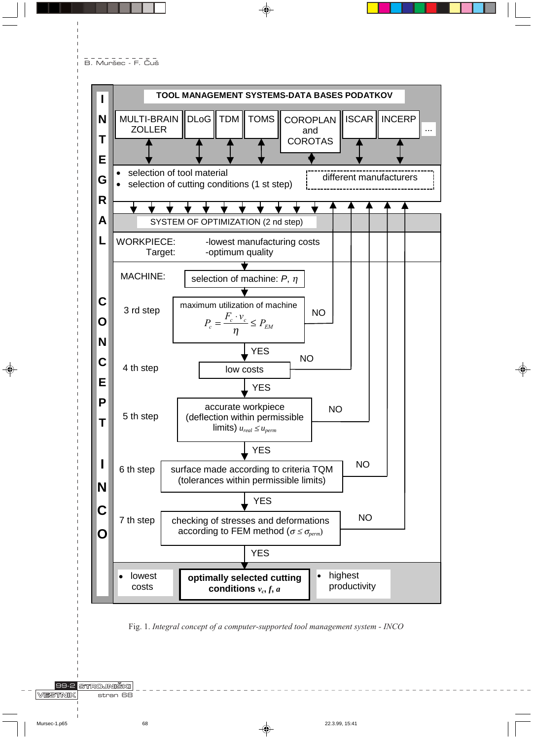**INTEGRAL CONCEPT INCO**

**TOOL MANAGEMENT SYSTEMS-DATA BASES PODATKOV**

MULTI-BRAIN ZOLLER | DLoG | TDM | TOMS | COROPLAN and COROTAS | ISCAR | INCERP | ...

- selection of tool material
- selection of cutting conditions (1 st step)

different manufacturers

SYSTEM OF OPTIMIZATION (2 nd step)

WORKPIECE: -lowest manufacturing costs
Target: -optimum quality

MACHINE: selection of machine: $P$, $\eta$

3 rd step: maximum utilization of machine $P_c = \frac{F_c \cdot v_c}{\eta} \leq P_{EM}$ — NO / YES

4 th step: low costs — NO / YES

5 th step: accurate workpiece (deflection within permissible limits) $u_{real} \leq u_{perm}$ — NO / YES

6 th step: surface made according to criteria TQM (tolerances within permissible limits) — NO / YES

7 th step: checking of stresses and deformations according to FEM method ($\sigma \leq \sigma_{perm}$) — NO / YES

- lowest costs

**optimally selected cutting conditions $v_c$, $f$, $a$**

- highest productivity

Fig. 1. *Integral concept of a computer-supported tool management system - INCO*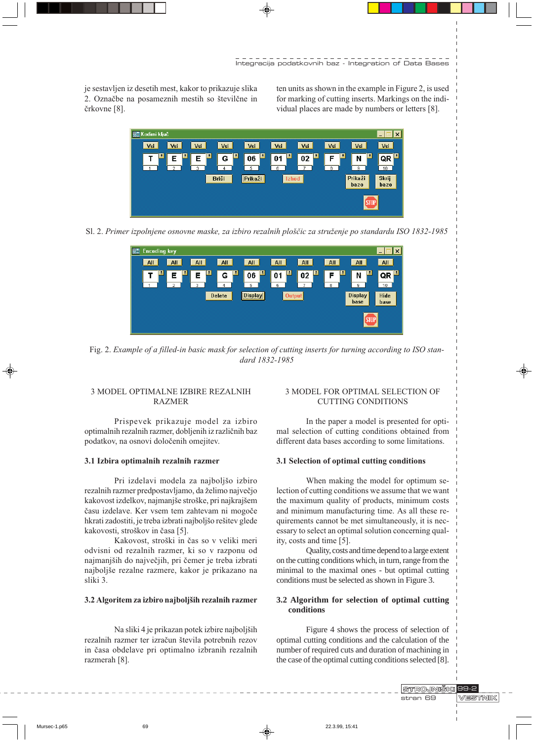je sestavljen iz desetih mest, kakor to prikazuje slika 2. Označbe na posameznih mestih so številčne in črkovne [8].

ten units as shown in the example in Figure 2, is used for marking of cutting inserts. Markings on the individual places are made by numbers or letters [8].

Sl. 2. *Primer izpolnjene osnovne maske, za izbiro rezalnih ploščic za struženje po standardu ISO 1832-1985*

Fig. 2. *Example of a filled-in basic mask for selection of cutting inserts for turning according to ISO standard 1832-1985*

## 3 MODEL OPTIMALNE IZBIRE REZALNIH RAZMER

Prispevek prikazuje model za izbiro optimalnih rezalnih razmer, dobljenih iz različnih baz podatkov, na osnovi določenih omejitev.

### 3.1 Izbira optimalnih rezalnih razmer

Pri izdelavi modela za najboljšo izbiro rezalnih razmer predpostavljamo, da želimo največjo kakovost izdelkov, najmanjše stroške, pri najkrajšem času izdelave. Ker vsem tem zahtevam ni mogoče hkrati zadostiti, je treba izbrati najboljšo rešitev glede kakovosti, stroškov in časa [5].

Kakovost, stroški in čas so v veliki meri odvisni od rezalnih razmer, ki so v razponu od najmanjših do največjih, pri čemer je treba izbrati najboljše rezalne razmere, kakor je prikazano na sliki 3.

### 3.2 Algoritem za izbiro najboljših rezalnih razmer

Na sliki 4 je prikazan potek izbire najboljših rezalnih razmer ter izračun števila potrebnih rezov in časa obdelave pri optimalno izbranih rezalnih razmerah [8].

## 3 MODEL FOR OPTIMAL SELECTION OF CUTTING CONDITIONS

In the paper a model is presented for optimal selection of cutting conditions obtained from different data bases according to some limitations.

### 3.1 Selection of optimal cutting conditions

When making the model for optimum selection of cutting conditions we assume that we want the maximum quality of products, minimum costs and minimum manufacturing time. As all these requirements cannot be met simultaneously, it is necessary to select an optimal solution concerning quality, costs and time [5].

Quality, costs and time depend to a large extent on the cutting conditions which, in turn, range from the minimal to the maximal ones - but optimal cutting conditions must be selected as shown in Figure 3.

### 3.2 Algorithm for selection of optimal cutting conditions

Figure 4 shows the process of selection of optimal cutting conditions and the calculation of the number of required cuts and duration of machining in the case of the optimal cutting conditions selected [8].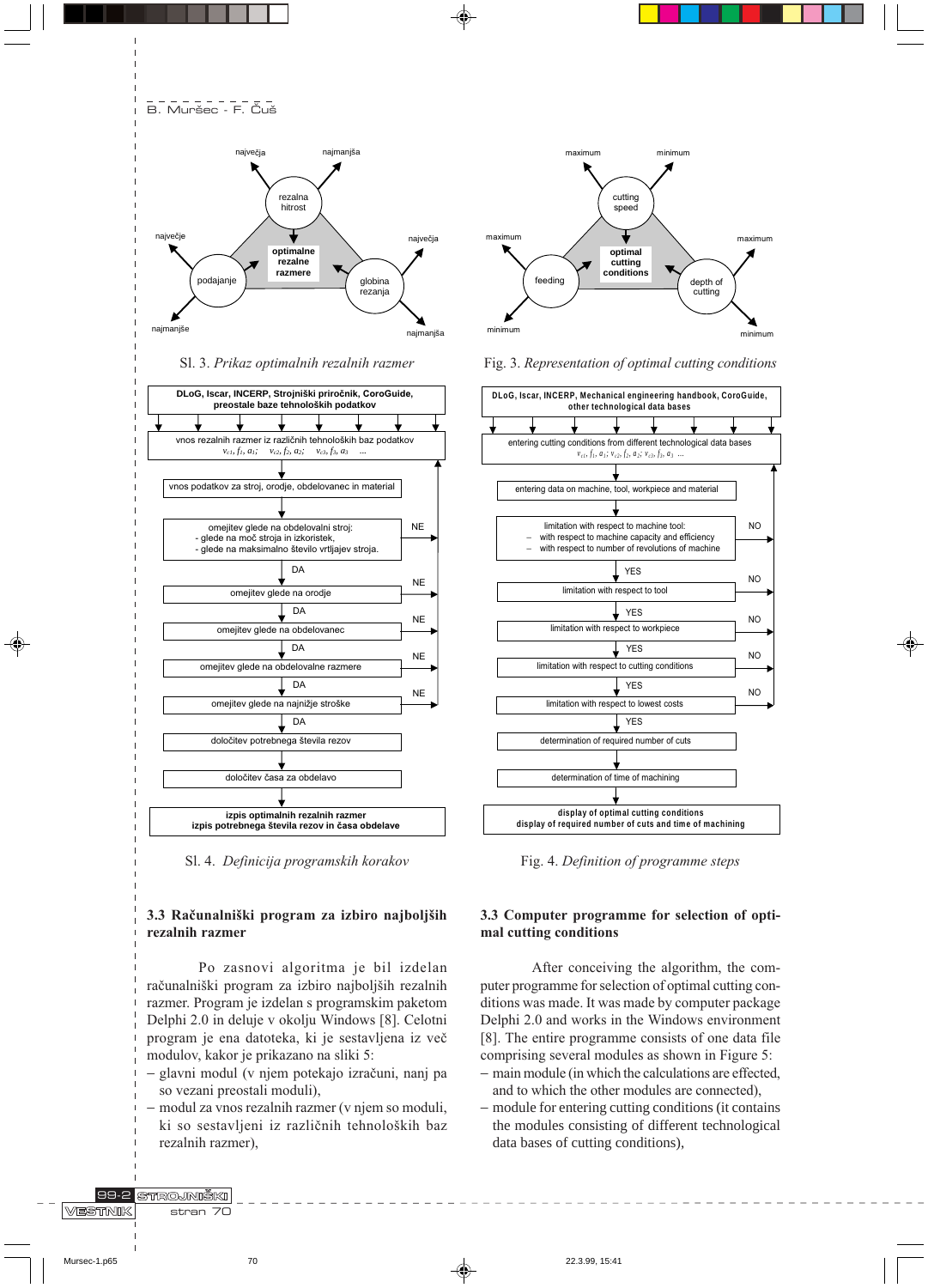Sl. 3. *Prikaz optimalnih rezalnih razmer*

Fig. 3. *Representation of optimal cutting conditions*

Sl. 4. *Definicija programskih korakov*

Fig. 4. *Definition of programme steps*

### 3.3 Računalniški program za izbiro najboljših rezalnih razmer

Po zasnovi algoritma je bil izdelan računalniški program za izbiro najboljših rezalnih razmer. Program je izdelan s programskim paketom Delphi 2.0 in deluje v okolju Windows [8]. Celotni program je ena datoteka, ki je sestavljena iz več modulov, kakor je prikazano na sliki 5:

- glavni modul (v njem potekajo izračuni, nanj pa so vezani preostali moduli),
- modul za vnos rezalnih razmer (v njem so moduli, ki so sestavljeni iz različnih tehnoloških baz rezalnih razmer),

### 3.3 Computer programme for selection of optimal cutting conditions

After conceiving the algorithm, the computer programme for selection of optimal cutting conditions was made. It was made by computer package Delphi 2.0 and works in the Windows environment [8]. The entire programme consists of one data file comprising several modules as shown in Figure 5:

- main module (in which the calculations are effected, and to which the other modules are connected),
- module for entering cutting conditions (it contains the modules consisting of different technological data bases of cutting conditions),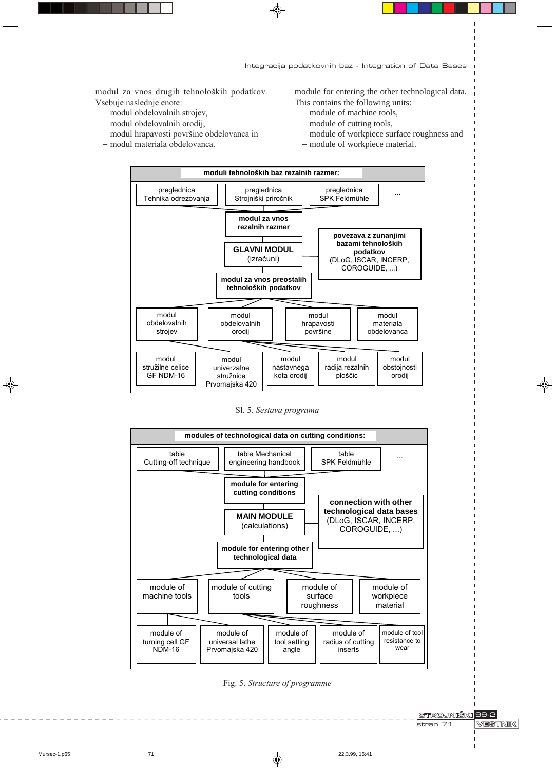– modul za vnos drugih tehnoloških podatkov. Vsebuje naslednje enote:
  – modul obdelovalnih strojev,
  – modul obdelovalnih orodij,
  – modul hrapavosti površine obdelovanca in
  – modul materiala obdelovanca.

– module for entering the other technological data. This contains the following units:
  – module of machine tools,
  – module of cutting tools,
  – module of workpiece surface roughness and
  – module of workpiece material.

**moduli tehnoloških baz rezalnih razmer:**

preglednica Tehnika odrezovanja | preglednica Strojniški priročnik | preglednica SPK Feldmühle | ...

**modul za vnos rezalnih razmer**

**GLAVNI MODUL** (izračuni)

**povezava z zunanjimi bazami tehnoloških podatkov** (DLoG, ISCAR, INCERP, COROGUIDE, ...)

**modul za vnos preostalih tehnoloških podatkov**

modul obdelovalnih strojev | modul obdelovalnih orodij | modul hrapavosti površine | modul materiala obdelovanca

modul stružilne celice GF NDM-16 | modul univerzalne stružnice Prvomajska 420 | modul nastavnega kota orodij | modul radija rezalnih ploščic | modul obstojnosti orodij

Sl. 5. *Sestava programa*

**modules of technological data on cutting conditions:**

table Cutting-off technique | table Mechanical engineering handbook | table SPK Feldmühle | ...

**module for entering cutting conditions**

**MAIN MODULE** (calculations)

**connection with other technological data bases** (DLoG, ISCAR, INCERP, COROGUIDE, ...)

**module for entering other technological data**

module of machine tools | module of cutting tools | module of surface roughness | module of workpiece material

module of turning cell GF NDM-16 | module of universal lathe Prvomajska 420 | module of tool setting angle | module of radius of cutting inserts | module of tool resistance to wear

Fig. 5. *Structure of programme*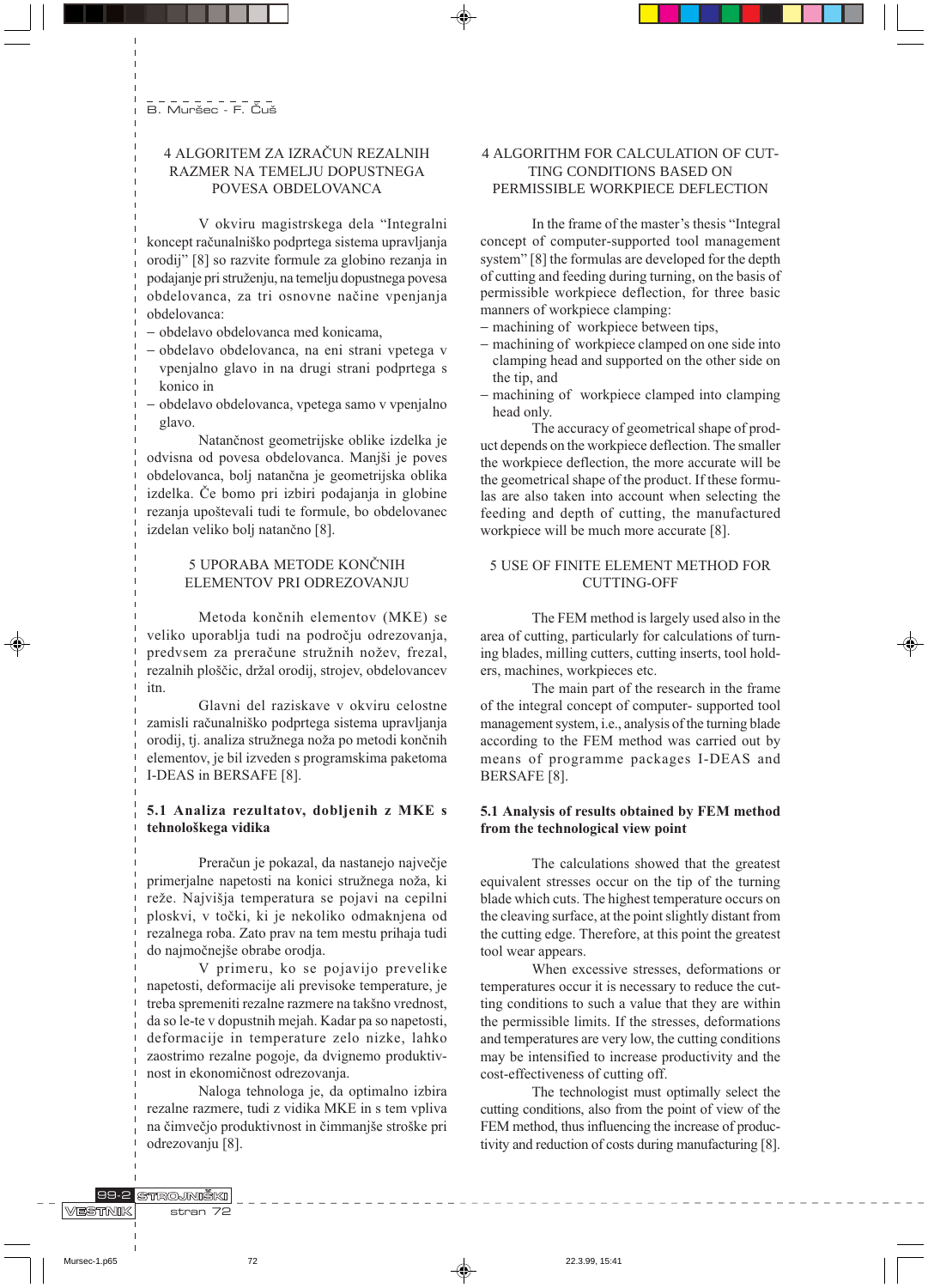## 4 ALGORITEM ZA IZRAČUN REZALNIH RAZMER NA TEMELJU DOPUSTNEGA POVESA OBDELOVANCA

V okviru magistrskega dela "Integralni koncept računalniško podprtega sistema upravljanja orodij" [8] so razvite formule za globino rezanja in podajanje pri struženju, na temelju dopustnega povesa obdelovanca, za tri osnovne načine vpenjanja obdelovanca:

- obdelavo obdelovanca med konicama,
- obdelavo obdelovanca, na eni strani vpetega v vpenjalno glavo in na drugi strani podprtega s konico in
- obdelavo obdelovanca, vpetega samo v vpenjalno glavo.

Natančnost geometrijske oblike izdelka je odvisna od povesa obdelovanca. Manjši je poves obdelovanca, bolj natančna je geometrijska oblika izdelka. Če bomo pri izbiri podajanja in globine rezanja upoštevali tudi te formule, bo obdelovanec izdelan veliko bolj natančno [8].

## 5 UPORABA METODE KONČNIH ELEMENTOV PRI ODREZOVANJU

Metoda končnih elementov (MKE) se veliko uporablja tudi na področju odrezovanja, predvsem za preračune stružnih nožev, frezal, rezalnih ploščic, držal orodij, strojev, obdelovancev itn.

Glavni del raziskave v okviru celostne zamisli računalniško podprtega sistema upravljanja orodij, tj. analiza stružnega noža po metodi končnih elementov, je bil izveden s programskima paketoma I-DEAS in BERSAFE [8].

### 5.1 Analiza rezultatov, dobljenih z MKE s tehnološkega vidika

Preračun je pokazal, da nastanejo največje primerjalne napetosti na konici stružnega noža, ki reže. Najvišja temperatura se pojavi na cepilni ploskvi, v točki, ki je nekoliko odmaknjena od rezalnega roba. Zato prav na tem mestu prihaja tudi do najmočnejše obrabe orodja.

V primeru, ko se pojavijo prevelike napetosti, deformacije ali previsoke temperature, je treba spremeniti rezalne razmere na takšno vrednost, da so le-te v dopustnih mejah. Kadar pa so napetosti, deformacije in temperature zelo nizke, lahko zaostrimo rezalne pogoje, da dvignemo produktivnost in ekonomičnost odrezovanja.

Naloga tehnologa je, da optimalno izbira rezalne razmere, tudi z vidika MKE in s tem vpliva na čimvečjo produktivnost in čimmanjše stroške pri odrezovanju [8].

## 4 ALGORITHM FOR CALCULATION OF CUTTING CONDITIONS BASED ON PERMISSIBLE WORKPIECE DEFLECTION

In the frame of the master's thesis "Integral concept of computer-supported tool management system" [8] the formulas are developed for the depth of cutting and feeding during turning, on the basis of permissible workpiece deflection, for three basic manners of workpiece clamping:

- machining of workpiece between tips,
- machining of workpiece clamped on one side into clamping head and supported on the other side on the tip, and
- machining of workpiece clamped into clamping head only.

The accuracy of geometrical shape of product depends on the workpiece deflection. The smaller the workpiece deflection, the more accurate will be the geometrical shape of the product. If these formulas are also taken into account when selecting the feeding and depth of cutting, the manufactured workpiece will be much more accurate [8].

## 5 USE OF FINITE ELEMENT METHOD FOR CUTTING-OFF

The FEM method is largely used also in the area of cutting, particularly for calculations of turning blades, milling cutters, cutting inserts, tool holders, machines, workpieces etc.

The main part of the research in the frame of the integral concept of computer- supported tool management system, i.e., analysis of the turning blade according to the FEM method was carried out by means of programme packages I-DEAS and BERSAFE [8].

### 5.1 Analysis of results obtained by FEM method from the technological view point

The calculations showed that the greatest equivalent stresses occur on the tip of the turning blade which cuts. The highest temperature occurs on the cleaving surface, at the point slightly distant from the cutting edge. Therefore, at this point the greatest tool wear appears.

When excessive stresses, deformations or temperatures occur it is necessary to reduce the cutting conditions to such a value that they are within the permissible limits. If the stresses, deformations and temperatures are very low, the cutting conditions may be intensified to increase productivity and the cost-effectiveness of cutting off.

The technologist must optimally select the cutting conditions, also from the point of view of the FEM method, thus influencing the increase of productivity and reduction of costs during manufacturing [8].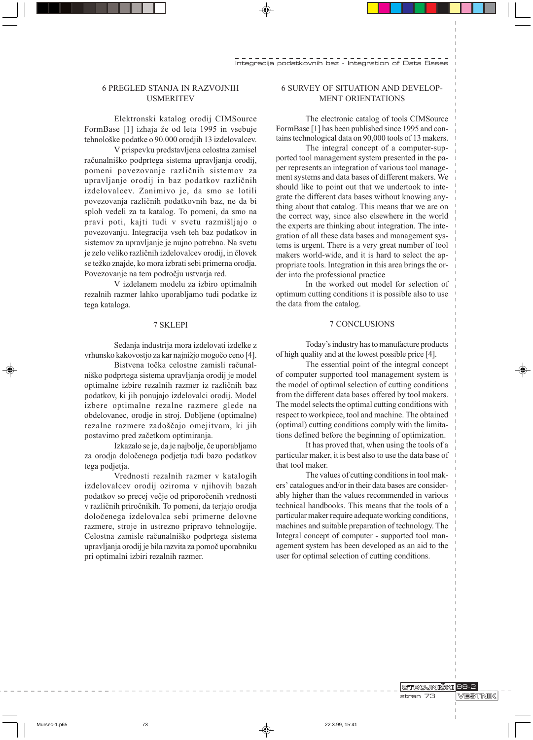## 6 PREGLED STANJA IN RAZVOJNIH USMERITEV

Elektronski katalog orodij CIMSource FormBase [1] izhaja že od leta 1995 in vsebuje tehnološke podatke o 90.000 orodjih 13 izdelovalcev.

V prispevku predstavljena celostna zamisel računalniško podprtega sistema upravljanja orodij, pomeni povezovanje različnih sistemov za upravljanje orodij in baz podatkov različnih izdelovalcev. Zanimivo je, da smo se lotili povezovanja različnih podatkovnih baz, ne da bi sploh vedeli za ta katalog. To pomeni, da smo na pravi poti, kajti tudi v svetu razmišljajo o povezovanju. Integracija vseh teh baz podatkov in sistemov za upravljanje je nujno potrebna. Na svetu je zelo veliko različnih izdelovalcev orodij, in človek se težko znajde, ko mora izbrati sebi primerna orodja. Povezovanje na tem področju ustvarja red.

V izdelanem modelu za izbiro optimalnih rezalnih razmer lahko uporabljamo tudi podatke iz tega kataloga.

## 7 SKLEPI

Sedanja industrija mora izdelovati izdelke z vrhunsko kakovostjo za kar najnižjo mogočo ceno [4].

Bistvena točka celostne zamisli računalniško podprtega sistema upravljanja orodij je model optimalne izbire rezalnih razmer iz različnih baz podatkov, ki jih ponujajo izdelovalci orodij. Model izbere optimalne rezalne razmere glede na obdelovanec, orodje in stroj. Dobljene (optimalne) rezalne razmere zadoščajo omejitvam, ki jih postavimo pred začetkom optimiranja.

Izkazalo se je, da je najbolje, če uporabljamo za orodja določenega podjetja tudi bazo podatkov tega podjetja.

Vrednosti rezalnih razmer v katalogih izdelovalcev orodij oziroma v njihovih bazah podatkov so precej večje od priporočenih vrednosti v različnih priročnikih. To pomeni, da terjajo orodja določenega izdelovalca sebi primerne delovne razmere, stroje in ustrezno pripravo tehnologije. Celostna zamisle računalniško podprtega sistema upravljanja orodij je bila razvita za pomoč uporabniku pri optimalni izbiri rezalnih razmer.

## 6 SURVEY OF SITUATION AND DEVELOPMENT ORIENTATIONS

The electronic catalog of tools CIMSource FormBase [1] has been published since 1995 and contains technological data on 90,000 tools of 13 makers.

The integral concept of a computer-supported tool management system presented in the paper represents an integration of various tool management systems and data bases of different makers. We should like to point out that we undertook to integrate the different data bases without knowing anything about that catalog. This means that we are on the correct way, since also elsewhere in the world the experts are thinking about integration. The integration of all these data bases and management systems is urgent. There is a very great number of tool makers world-wide, and it is hard to select the appropriate tools. Integration in this area brings the order into the professional practice

In the worked out model for selection of optimum cutting conditions it is possible also to use the data from the catalog.

## 7 CONCLUSIONS

Today's industry has to manufacture products of high quality and at the lowest possible price [4].

The essential point of the integral concept of computer supported tool management system is the model of optimal selection of cutting conditions from the different data bases offered by tool makers. The model selects the optimal cutting conditions with respect to workpiece, tool and machine. The obtained (optimal) cutting conditions comply with the limitations defined before the beginning of optimization.

It has proved that, when using the tools of a particular maker, it is best also to use the data base of that tool maker.

The values of cutting conditions in tool makers' catalogues and/or in their data bases are considerably higher than the values recommended in various technical handbooks. This means that the tools of a particular maker require adequate working conditions, machines and suitable preparation of technology. The Integral concept of computer - supported tool management system has been developed as an aid to the user for optimal selection of cutting conditions.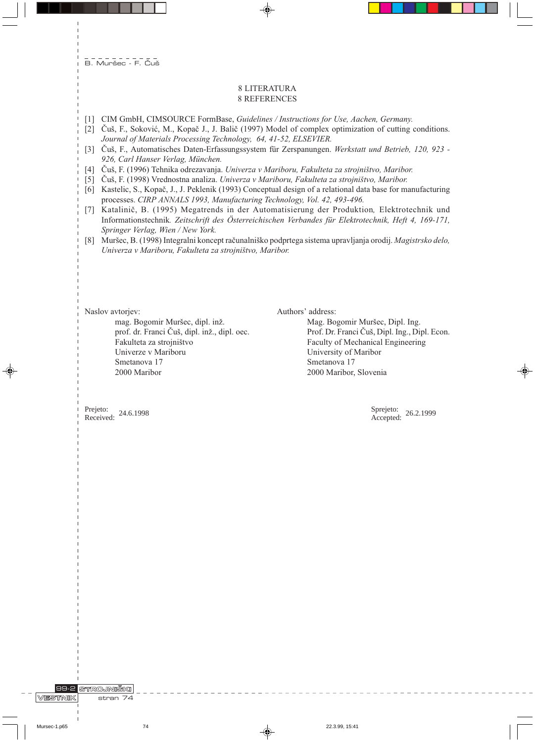## 8 LITERATURA
## 8 REFERENCES

[1] CIM GmbH, CIMSOURCE FormBase, *Guidelines / Instructions for Use, Aachen, Germany.*

[2] Čuš, F., Soković, M., Kopač J., J. Balič (1997) Model of complex optimization of cutting conditions. *Journal of Materials Processing Technology, 64, 41-52, ELSEVIER.*

[3] Čuš, F., Automatisches Daten-Erfassungssystem für Zerspanungen. *Werkstatt und Betrieb, 120, 923 - 926, Carl Hanser Verlag, München.*

[4] Čuš, F. (1996) Tehnika odrezavanja. *Univerza v Mariboru, Fakulteta za strojništvo, Maribor.*

[5] Čuš, F. (1998) Vrednostna analiza. *Univerza v Mariboru, Fakulteta za strojništvo, Maribor.*

[6] Kastelic, S., Kopač, J., J. Peklenik (1993) Conceptual design of a relational data base for manufacturing processes. *CIRP ANNALS 1993, Manufacturing Technology, Vol. 42, 493-496.*

[7] Katalinič, B. (1995) Megatrends in der Automatisierung der Produktion, Elektrotechnik und Informationstechnik. *Zeitschrift des Österreichischen Verbandes für Elektrotechnik, Heft 4, 169-171, Springer Verlag, Wien / New York.*

[8] Muršec, B. (1998) Integralni koncept računalniško podprtega sistema upravljanja orodij. *Magistrsko delo, Univerza v Mariboru, Fakulteta za strojništvo, Maribor.*

Naslov avtorjev:
mag. Bogomir Muršec, dipl. inž.
prof. dr. Franci Čuš, dipl. inž., dipl. oec.
Fakulteta za strojništvo
Univerze v Mariboru
Smetanova 17
2000 Maribor

Authors' address:
Mag. Bogomir Muršec, Dipl. Ing.
Prof. Dr. Franci Čuš, Dipl. Ing., Dipl. Econ.
Faculty of Mechanical Engineering
University of Maribor
Smetanova 17
2000 Maribor, Slovenia

Prejeto: / Received: 24.6.1998

Sprejeto: / Accepted: 26.2.1999